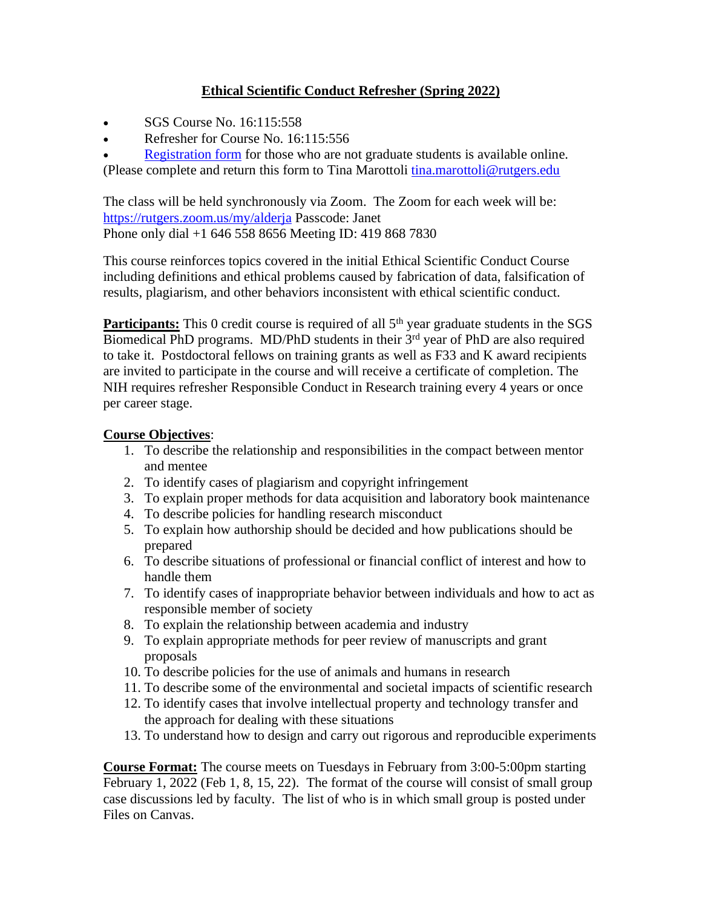# Ethical Scientific Conduct Refresher (Spring 2022)

- SGS Course No. 16:115:558
- Refresher for Course No. 16:115:556
- Registration form for those who are not graduate students is available online.

(Please complete and return this form to Tina Marottoli tina.marottoli@rutgers.edu

The class will be held synchronously via Zoom. The Zoom for each week will be: https://rutgers.zoom.us/my/alderja Passcode: Janet
Phone only dial +1 646 558 8656 Meeting ID: 419 868 7830

This course reinforces topics covered in the initial Ethical Scientific Conduct Course including definitions and ethical problems caused by fabrication of data, falsification of results, plagiarism, and other behaviors inconsistent with ethical scientific conduct.

**Participants:** This 0 credit course is required of all 5th year graduate students in the SGS Biomedical PhD programs. MD/PhD students in their 3rd year of PhD are also required to take it. Postdoctoral fellows on training grants as well as F33 and K award recipients are invited to participate in the course and will receive a certificate of completion. The NIH requires refresher Responsible Conduct in Research training every 4 years or once per career stage.

**Course Objectives**:

1. To describe the relationship and responsibilities in the compact between mentor and mentee
2. To identify cases of plagiarism and copyright infringement
3. To explain proper methods for data acquisition and laboratory book maintenance
4. To describe policies for handling research misconduct
5. To explain how authorship should be decided and how publications should be prepared
6. To describe situations of professional or financial conflict of interest and how to handle them
7. To identify cases of inappropriate behavior between individuals and how to act as responsible member of society
8. To explain the relationship between academia and industry
9. To explain appropriate methods for peer review of manuscripts and grant proposals
10. To describe policies for the use of animals and humans in research
11. To describe some of the environmental and societal impacts of scientific research
12. To identify cases that involve intellectual property and technology transfer and the approach for dealing with these situations
13. To understand how to design and carry out rigorous and reproducible experiments

**Course Format:** The course meets on Tuesdays in February from 3:00-5:00pm starting February 1, 2022 (Feb 1, 8, 15, 22). The format of the course will consist of small group case discussions led by faculty. The list of who is in which small group is posted under Files on Canvas.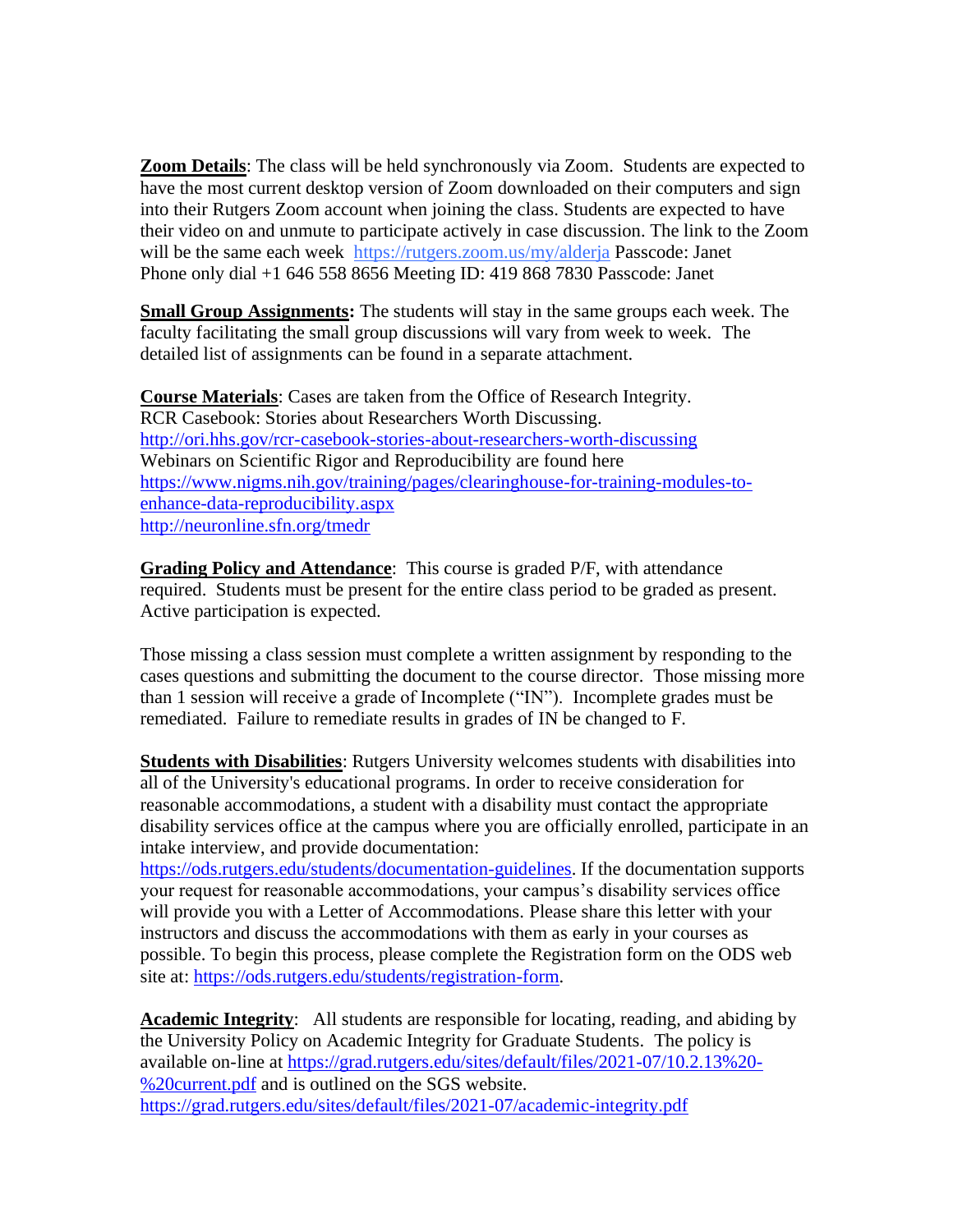**Zoom Details**: The class will be held synchronously via Zoom. Students are expected to have the most current desktop version of Zoom downloaded on their computers and sign into their Rutgers Zoom account when joining the class. Students are expected to have their video on and unmute to participate actively in case discussion. The link to the Zoom will be the same each week https://rutgers.zoom.us/my/alderja Passcode: Janet
Phone only dial +1 646 558 8656 Meeting ID: 419 868 7830 Passcode: Janet

**Small Group Assignments:** The students will stay in the same groups each week. The faculty facilitating the small group discussions will vary from week to week. The detailed list of assignments can be found in a separate attachment.

**Course Materials**: Cases are taken from the Office of Research Integrity.
RCR Casebook: Stories about Researchers Worth Discussing.
http://ori.hhs.gov/rcr-casebook-stories-about-researchers-worth-discussing
Webinars on Scientific Rigor and Reproducibility are found here
https://www.nigms.nih.gov/training/pages/clearinghouse-for-training-modules-to-enhance-data-reproducibility.aspx
http://neuronline.sfn.org/tmedr

**Grading Policy and Attendance**: This course is graded P/F, with attendance required. Students must be present for the entire class period to be graded as present. Active participation is expected.

Those missing a class session must complete a written assignment by responding to the cases questions and submitting the document to the course director. Those missing more than 1 session will receive a grade of Incomplete ("IN"). Incomplete grades must be remediated. Failure to remediate results in grades of IN be changed to F.

**Students with Disabilities**: Rutgers University welcomes students with disabilities into all of the University's educational programs. In order to receive consideration for reasonable accommodations, a student with a disability must contact the appropriate disability services office at the campus where you are officially enrolled, participate in an intake interview, and provide documentation: https://ods.rutgers.edu/students/documentation-guidelines. If the documentation supports your request for reasonable accommodations, your campus's disability services office will provide you with a Letter of Accommodations. Please share this letter with your instructors and discuss the accommodations with them as early in your courses as possible. To begin this process, please complete the Registration form on the ODS web site at: https://ods.rutgers.edu/students/registration-form.

**Academic Integrity**: All students are responsible for locating, reading, and abiding by the University Policy on Academic Integrity for Graduate Students. The policy is available on-line at https://grad.rutgers.edu/sites/default/files/2021-07/10.2.13%20-%20current.pdf and is outlined on the SGS website.
https://grad.rutgers.edu/sites/default/files/2021-07/academic-integrity.pdf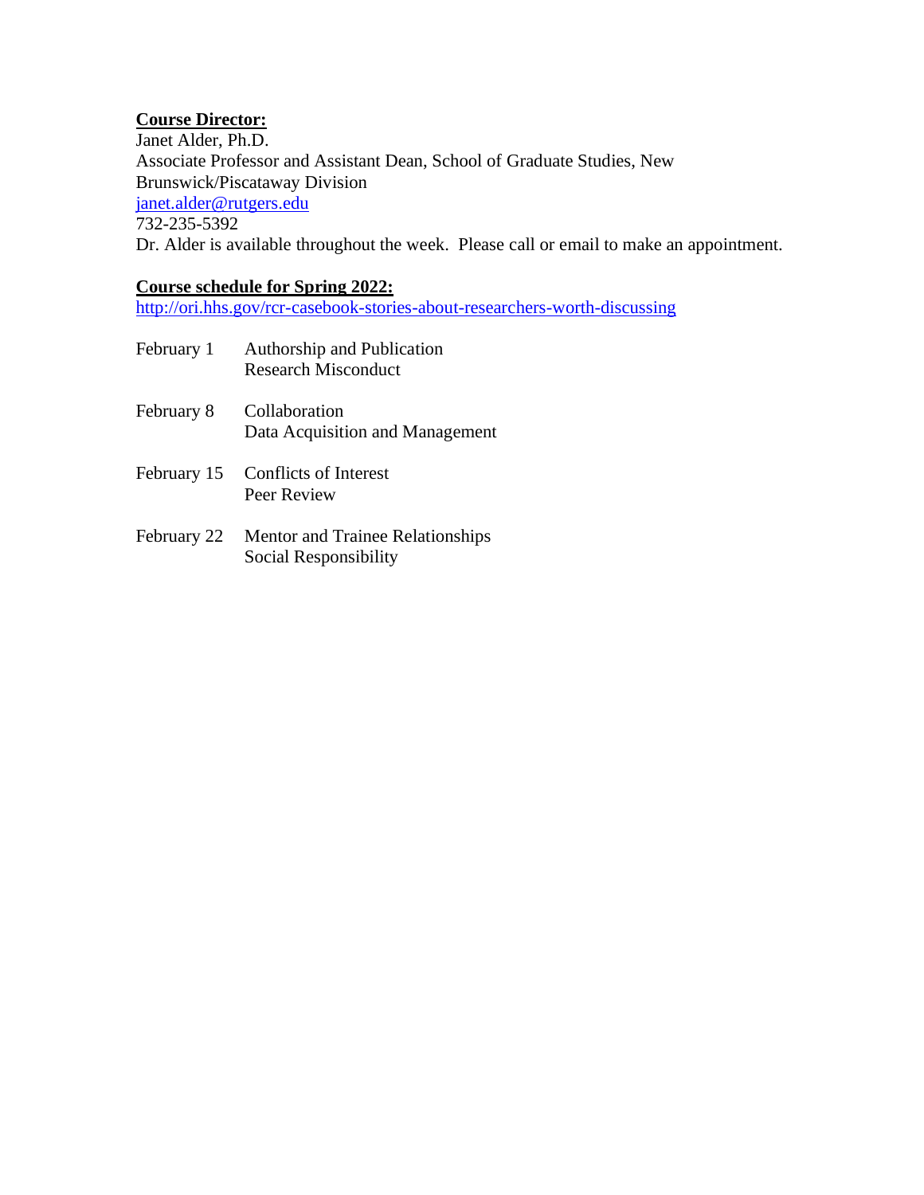**Course Director:**

Janet Alder, Ph.D.
Associate Professor and Assistant Dean, School of Graduate Studies, New Brunswick/Piscataway Division
janet.alder@rutgers.edu
732-235-5392
Dr. Alder is available throughout the week. Please call or email to make an appointment.

**Course schedule for Spring 2022:**

http://ori.hhs.gov/rcr-casebook-stories-about-researchers-worth-discussing

| | |
|---|---|
| February 1 | Authorship and Publication<br>Research Misconduct |
| February 8 | Collaboration<br>Data Acquisition and Management |
| February 15 | Conflicts of Interest<br>Peer Review |
| February 22 | Mentor and Trainee Relationships<br>Social Responsibility |